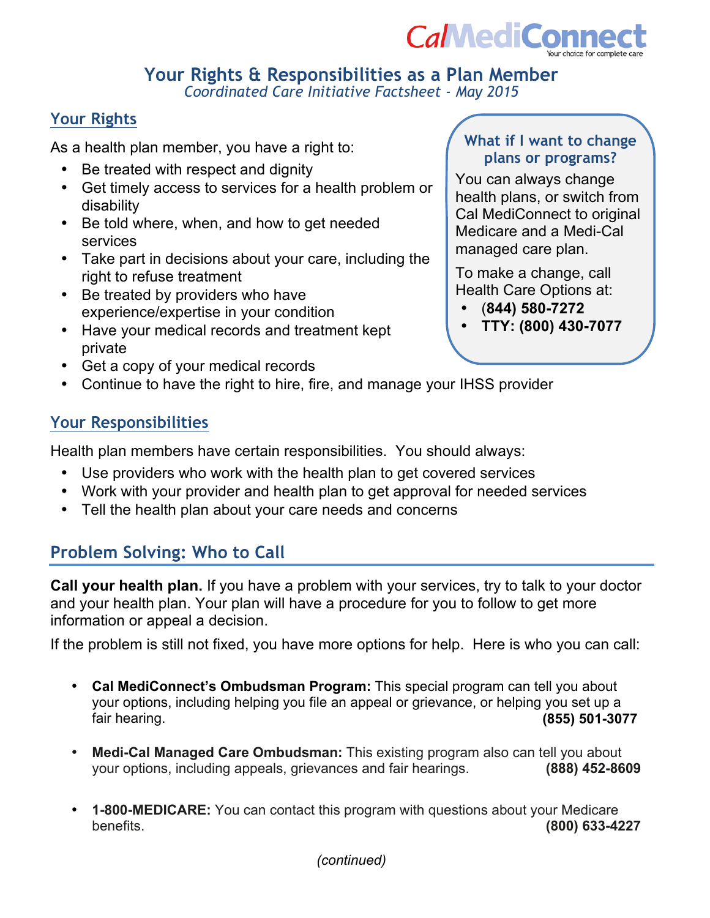CalMediConnect
Your choice for complete care

# Your Rights & Responsibilities as a Plan Member

*Coordinated Care Initiative Factsheet - May 2015*

## Your Rights

As a health plan member, you have a right to:

- Be treated with respect and dignity
- Get timely access to services for a health problem or disability
- Be told where, when, and how to get needed services
- Take part in decisions about your care, including the right to refuse treatment
- Be treated by providers who have experience/expertise in your condition
- Have your medical records and treatment kept private
- Get a copy of your medical records
- Continue to have the right to hire, fire, and manage your IHSS provider

### What if I want to change plans or programs?

You can always change health plans, or switch from Cal MediConnect to original Medicare and a Medi-Cal managed care plan.

To make a change, call Health Care Options at:

- **(844) 580-7272**
- **TTY: (800) 430-7077**

## Your Responsibilities

Health plan members have certain responsibilities. You should always:

- Use providers who work with the health plan to get covered services
- Work with your provider and health plan to get approval for needed services
- Tell the health plan about your care needs and concerns

## Problem Solving: Who to Call

**Call your health plan.** If you have a problem with your services, try to talk to your doctor and your health plan. Your plan will have a procedure for you to follow to get more information or appeal a decision.

If the problem is still not fixed, you have more options for help. Here is who you can call:

- **Cal MediConnect's Ombudsman Program:** This special program can tell you about your options, including helping you file an appeal or grievance, or helping you set up a fair hearing. **(855) 501-3077**
- **Medi-Cal Managed Care Ombudsman:** This existing program also can tell you about your options, including appeals, grievances and fair hearings. **(888) 452-8609**
- **1-800-MEDICARE:** You can contact this program with questions about your Medicare benefits. **(800) 633-4227**

*(continued)*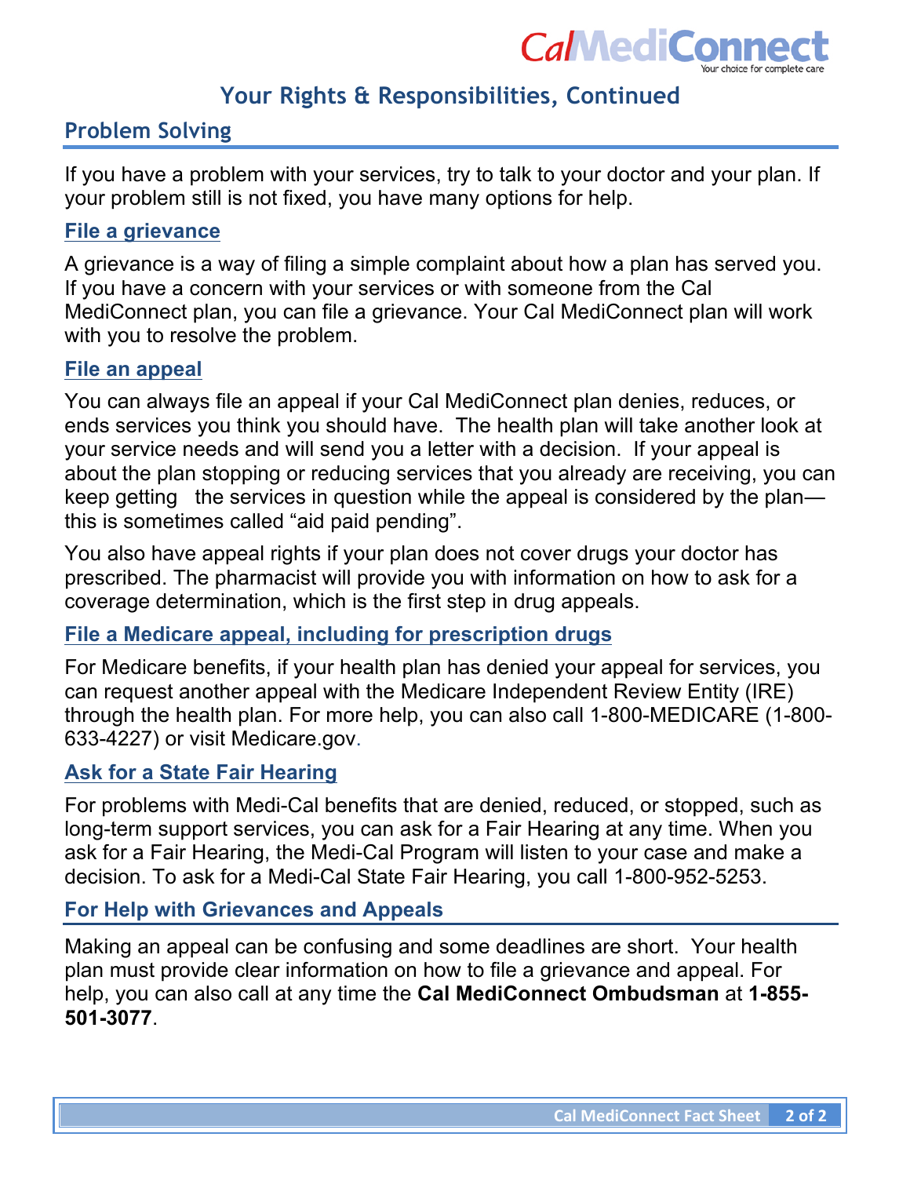# Your Rights & Responsibilities, Continued

## Problem Solving

If you have a problem with your services, try to talk to your doctor and your plan. If your problem still is not fixed, you have many options for help.

### File a grievance

A grievance is a way of filing a simple complaint about how a plan has served you. If you have a concern with your services or with someone from the Cal MediConnect plan, you can file a grievance. Your Cal MediConnect plan will work with you to resolve the problem.

### File an appeal

You can always file an appeal if your Cal MediConnect plan denies, reduces, or ends services you think you should have. The health plan will take another look at your service needs and will send you a letter with a decision. If your appeal is about the plan stopping or reducing services that you already are receiving, you can keep getting the services in question while the appeal is considered by the plan—this is sometimes called "aid paid pending".

You also have appeal rights if your plan does not cover drugs your doctor has prescribed. The pharmacist will provide you with information on how to ask for a coverage determination, which is the first step in drug appeals.

### File a Medicare appeal, including for prescription drugs

For Medicare benefits, if your health plan has denied your appeal for services, you can request another appeal with the Medicare Independent Review Entity (IRE) through the health plan. For more help, you can also call 1-800-MEDICARE (1-800-633-4227) or visit Medicare.gov.

### Ask for a State Fair Hearing

For problems with Medi-Cal benefits that are denied, reduced, or stopped, such as long-term support services, you can ask for a Fair Hearing at any time. When you ask for a Fair Hearing, the Medi-Cal Program will listen to your case and make a decision. To ask for a Medi-Cal State Fair Hearing, you call 1-800-952-5253.

## For Help with Grievances and Appeals

Making an appeal can be confusing and some deadlines are short. Your health plan must provide clear information on how to file a grievance and appeal. For help, you can also call at any time the **Cal MediConnect Ombudsman** at **1-855-501-3077**.